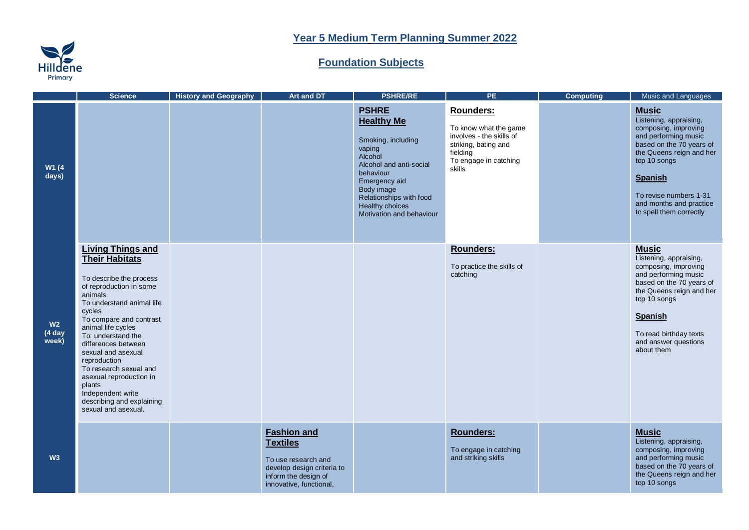# Year 5 Medium Term Planning Summer 2022

## Foundation Subjects

| | Science | History and Geography | Art and DT | PSHRE/RE | PE | Computing | Music and Languages |
|---|---|---|---|---|---|---|---|
| W1 (4 days) | | | | **PSHRE**<br>**Healthy Me**<br><br>Smoking, including vaping<br>Alcohol<br>Alcohol and anti-social behaviour<br>Emergency aid<br>Body image<br>Relationships with food<br>Healthy choices<br>Motivation and behaviour | **Rounders:**<br><br>To know what the game involves - the skills of striking, bating and fielding<br>To engage in catching skills | | **Music**<br>Listening, appraising, composing, improving and performing music based on the 70 years of the Queens reign and her top 10 songs<br><br>**Spanish**<br><br>To revise numbers 1-31 and months and practice to spell them correctly |
| W2 (4 day week) | **Living Things and Their Habitats**<br><br>To describe the process of reproduction in some animals<br>To understand animal life cycles<br>To compare and contrast animal life cycles<br>To: understand the differences between sexual and asexual reproduction<br>To research sexual and asexual reproduction in plants<br>Independent write describing and explaining sexual and asexual. | | | | **Rounders:**<br><br>To practice the skills of catching | | **Music**<br>Listening, appraising, composing, improving and performing music based on the 70 years of the Queens reign and her top 10 songs<br><br>**Spanish**<br><br>To read birthday texts and answer questions about them |
| W3 | | | **Fashion and Textiles**<br><br>To use research and develop design criteria to inform the design of innovative, functional, | | **Rounders:**<br><br>To engage in catching and striking skills | | **Music**<br>Listening, appraising, composing, improving and performing music based on the 70 years of the Queens reign and her top 10 songs |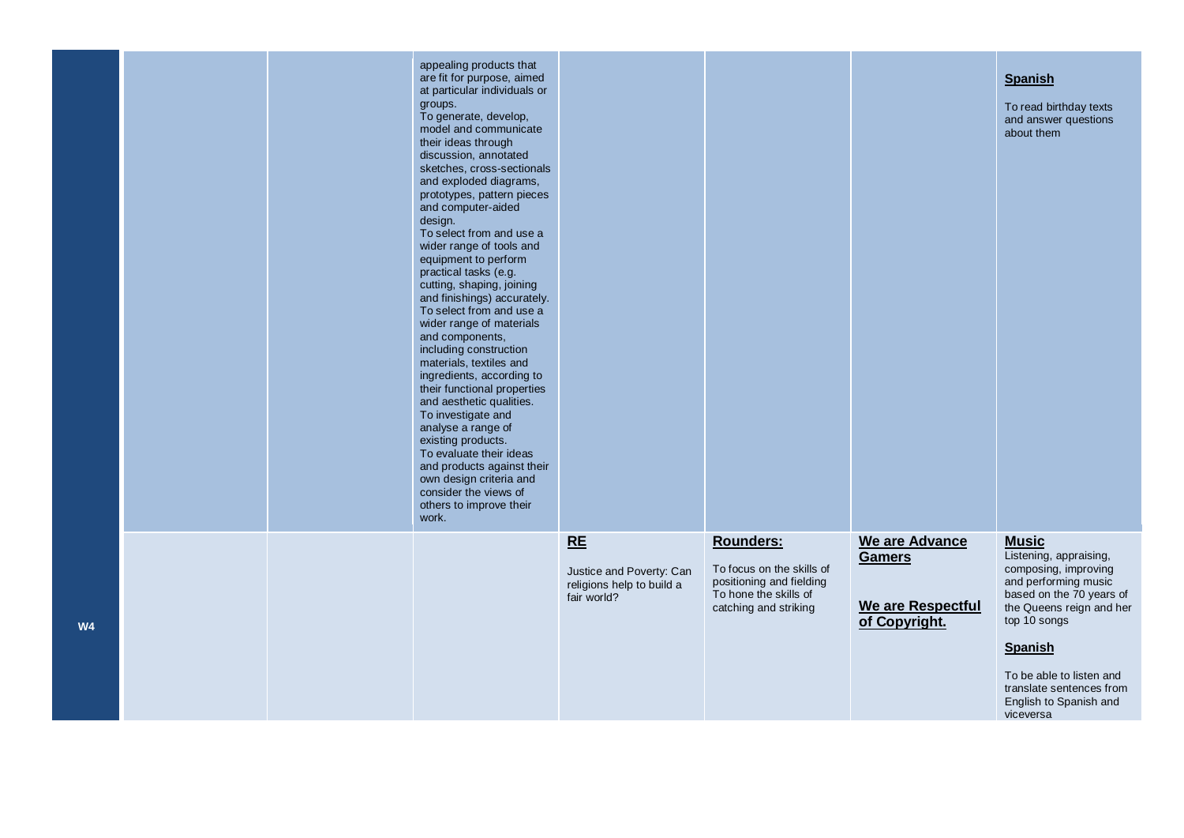|  |  |  |  |  |  |  |  |
|---|---|---|---|---|---|---|---|
|  |  |  | appealing products that are fit for purpose, aimed at particular individuals or groups.<br>To generate, develop, model and communicate their ideas through discussion, annotated sketches, cross-sectionals and exploded diagrams, prototypes, pattern pieces and computer-aided design.<br>To select from and use a wider range of tools and equipment to perform practical tasks (e.g. cutting, shaping, joining and finishings) accurately.<br>To select from and use a wider range of materials and components, including construction materials, textiles and ingredients, according to their functional properties and aesthetic qualities.<br>To investigate and analyse a range of existing products.<br>To evaluate their ideas and products against their own design criteria and consider the views of others to improve their work. |  |  |  | **Spanish**<br>To read birthday texts and answer questions about them |
| **W4** |  |  |  | **RE**<br>Justice and Poverty: Can religions help to build a fair world? | **Rounders:**<br>To focus on the skills of positioning and fielding<br>To hone the skills of catching and striking | **We are Advance Gamers**<br>**We are Respectful of Copyright.** | **Music**<br>Listening, appraising, composing, improving and performing music based on the 70 years of the Queens reign and her top 10 songs<br>**Spanish**<br>To be able to listen and translate sentences from English to Spanish and viceversa |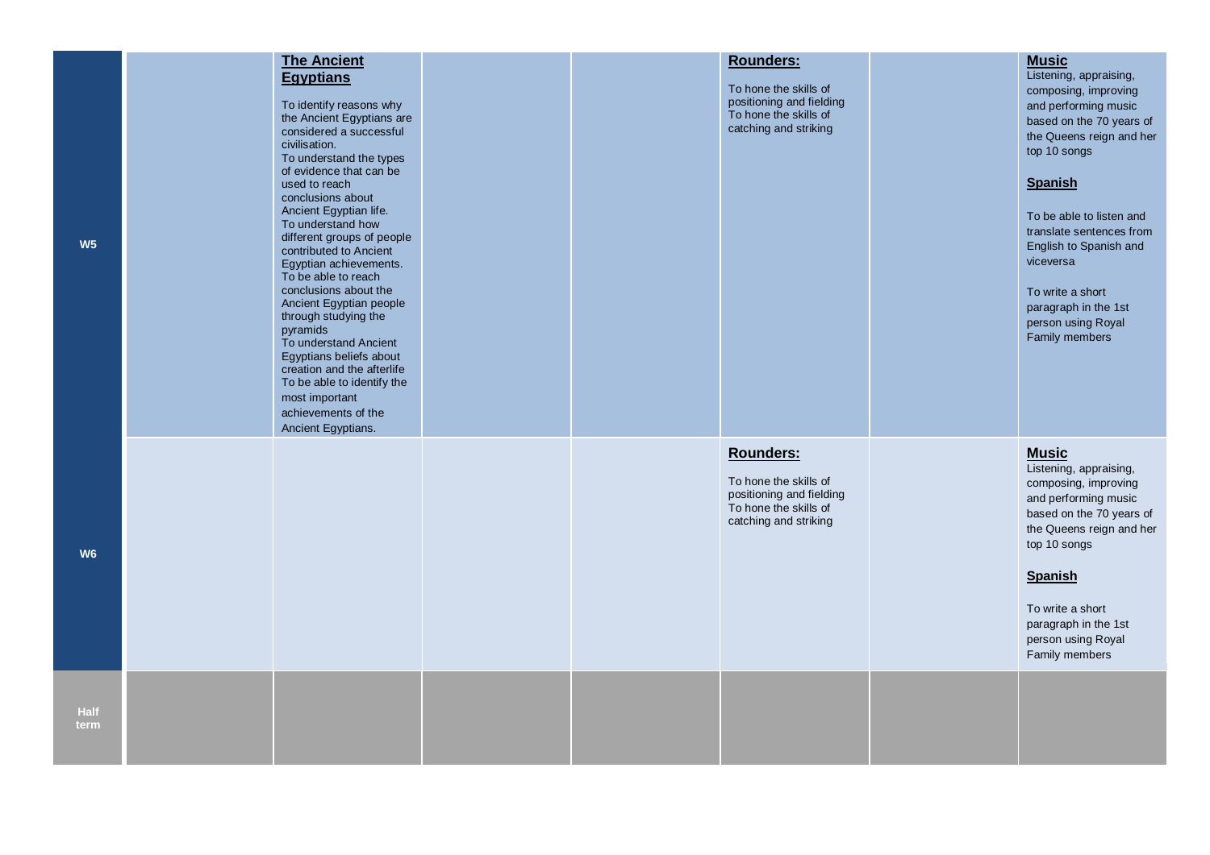| | | | | | | | |
|---|---|---|---|---|---|---|---|
| **W5** | | **The Ancient Egyptians** To identify reasons why the Ancient Egyptians are considered a successful civilisation. To understand the types of evidence that can be used to reach conclusions about Ancient Egyptian life. To understand how different groups of people contributed to Ancient Egyptian achievements. To be able to reach conclusions about the Ancient Egyptian people through studying the pyramids To understand Ancient Egyptians beliefs about creation and the afterlife To be able to identify the most important achievements of the Ancient Egyptians. | | | **Rounders:** To hone the skills of positioning and fielding To hone the skills of catching and striking | | **Music** Listening, appraising, composing, improving and performing music based on the 70 years of the Queens reign and her top 10 songs **Spanish** To be able to listen and translate sentences from English to Spanish and viceversa To write a short paragraph in the 1st person using Royal Family members |
| **W6** | | | | | **Rounders:** To hone the skills of positioning and fielding To hone the skills of catching and striking | | **Music** Listening, appraising, composing, improving and performing music based on the 70 years of the Queens reign and her top 10 songs **Spanish** To write a short paragraph in the 1st person using Royal Family members |
| **Half term** | | | | | | | |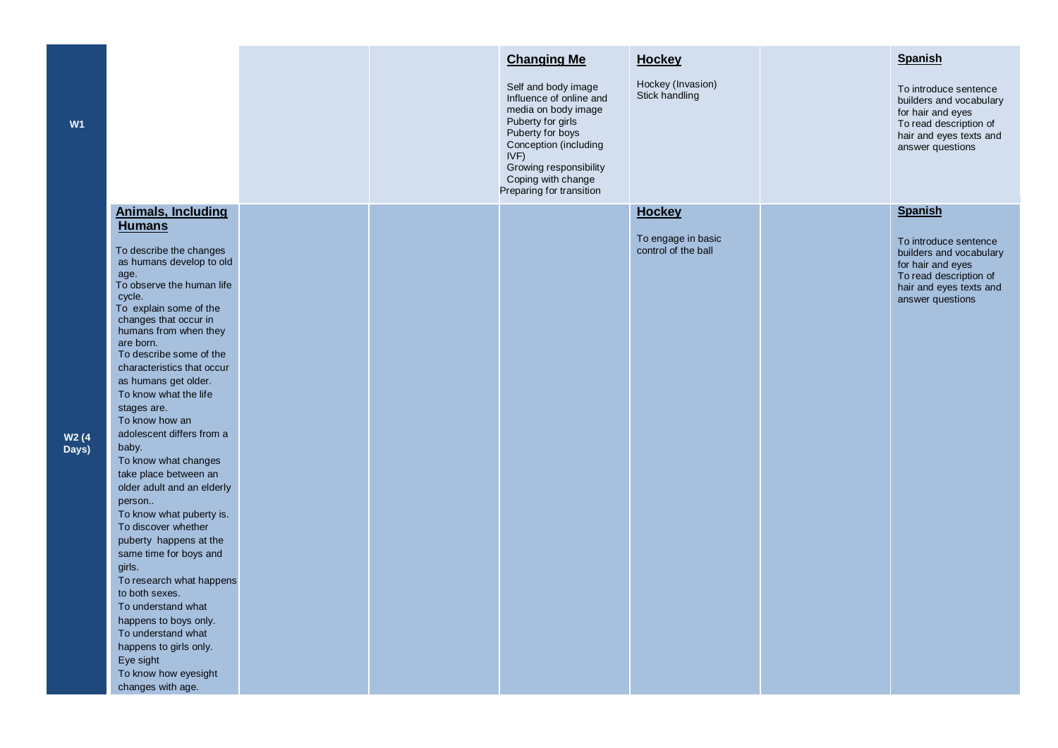| | | | | | | | |
|---|---|---|---|---|---|---|---|
| **W1** | | | | **Changing Me**<br><br>Self and body image<br>Influence of online and media on body image<br>Puberty for girls<br>Puberty for boys<br>Conception (including IVF)<br>Growing responsibility<br>Coping with change<br>Preparing for transition | **Hockey**<br><br>Hockey (Invasion)<br>Stick handling | | **Spanish**<br><br>To introduce sentence builders and vocabulary for hair and eyes<br>To read description of hair and eyes texts and answer questions |
| **W2 (4 Days)** | **Animals, Including Humans**<br><br>To describe the changes as humans develop to old age.<br>To observe the human life cycle.<br>To explain some of the changes that occur in humans from when they are born.<br>To describe some of the characteristics that occur as humans get older.<br>To know what the life stages are.<br>To know how an adolescent differs from a baby.<br>To know what changes take place between an older adult and an elderly person..<br>To know what puberty is.<br>To discover whether puberty happens at the same time for boys and girls.<br>To research what happens to both sexes.<br>To understand what happens to boys only.<br>To understand what happens to girls only.<br>Eye sight<br>To know how eyesight changes with age. | | | | **Hockey**<br><br>To engage in basic control of the ball | | **Spanish**<br><br>To introduce sentence builders and vocabulary for hair and eyes<br>To read description of hair and eyes texts and answer questions |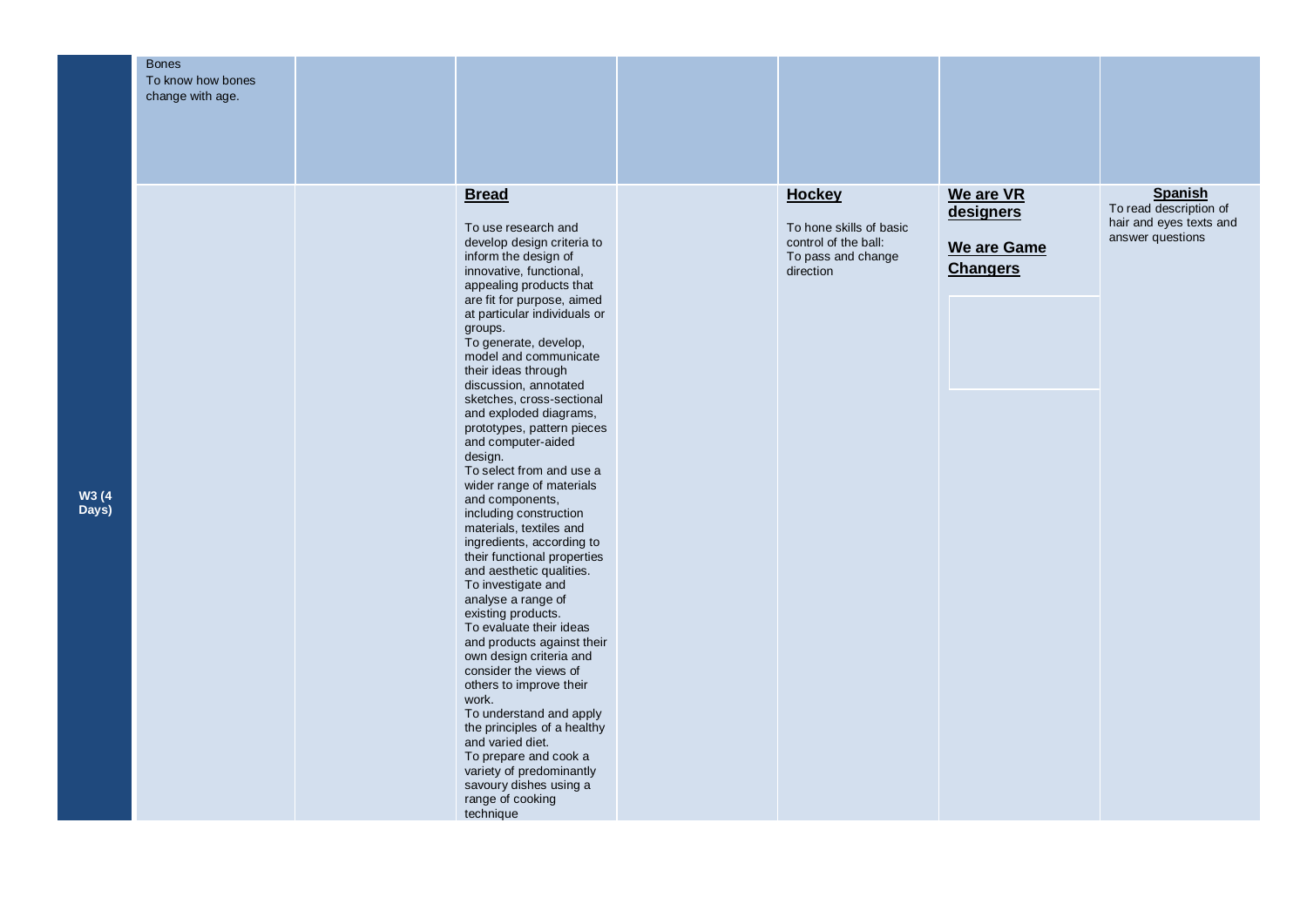| | | | | | | | |
|---|---|---|---|---|---|---|---|
| | Bones<br>To know how bones change with age. | | | | | | |
| **W3 (4 Days)** | | | **Bread**<br><br>To use research and develop design criteria to inform the design of innovative, functional, appealing products that are fit for purpose, aimed at particular individuals or groups.<br>To generate, develop, model and communicate their ideas through discussion, annotated sketches, cross-sectional and exploded diagrams, prototypes, pattern pieces and computer-aided design.<br>To select from and use a wider range of materials and components, including construction materials, textiles and ingredients, according to their functional properties and aesthetic qualities.<br>To investigate and analyse a range of existing products.<br>To evaluate their ideas and products against their own design criteria and consider the views of others to improve their work.<br>To understand and apply the principles of a healthy and varied diet.<br>To prepare and cook a variety of predominantly savoury dishes using a range of cooking technique | | **Hockey**<br><br>To hone skills of basic control of the ball:<br>To pass and change direction | **We are VR designers**<br><br>**We are Game Changers** | **Spanish**<br>To read description of hair and eyes texts and answer questions |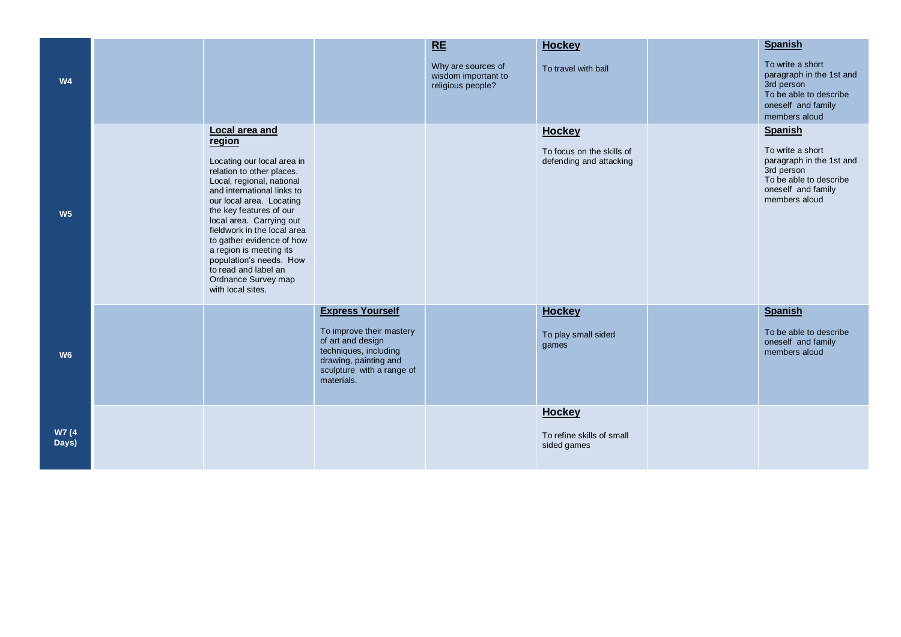| | | | | | | | |
|---|---|---|---|---|---|---|---|
| **W4** | | | | **RE**<br><br>Why are sources of wisdom important to religious people? | **Hockey**<br><br>To travel with ball | | **Spanish**<br><br>To write a short paragraph in the 1st and 3rd person<br>To be able to describe oneself and family members aloud |
| **W5** | | **Local area and region**<br><br>Locating our local area in relation to other places. Local, regional, national and international links to our local area. Locating the key features of our local area. Carrying out fieldwork in the local area to gather evidence of how a region is meeting its population's needs. How to read and label an Ordnance Survey map with local sites. | | | **Hockey**<br><br>To focus on the skills of defending and attacking | | **Spanish**<br><br>To write a short paragraph in the 1st and 3rd person<br>To be able to describe oneself and family members aloud |
| **W6** | | | **Express Yourself**<br><br>To improve their mastery of art and design techniques, including drawing, painting and sculpture with a range of materials. | | **Hockey**<br><br>To play small sided games | | **Spanish**<br><br>To be able to describe oneself and family members aloud |
| **W7 (4 Days)** | | | | | **Hockey**<br><br>To refine skills of small sided games | | |